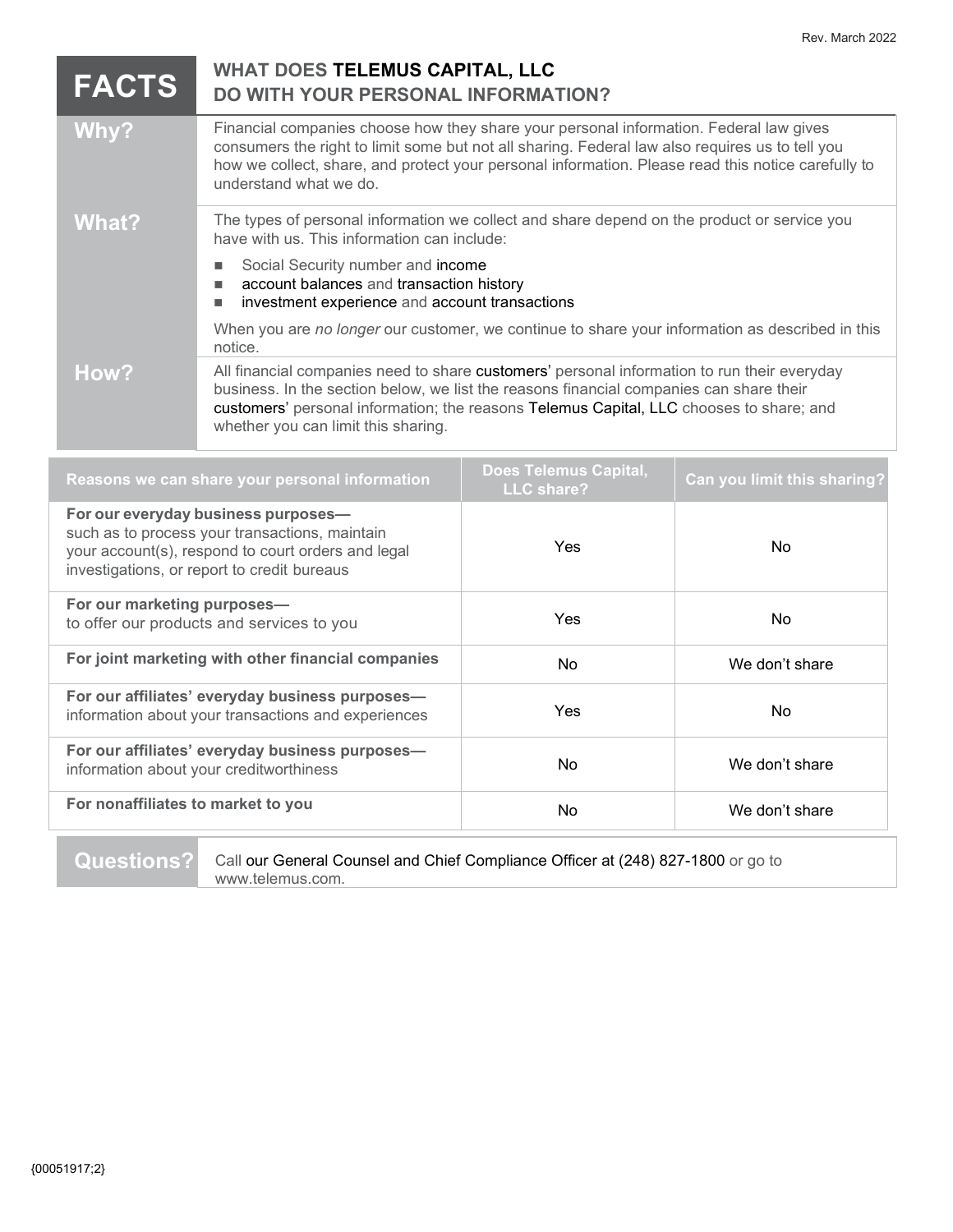Rev. March 2022

# FACTS — WHAT DOES TELEMUS CAPITAL, LLC DO WITH YOUR PERSONAL INFORMATION?

| | |
|---|---|
| **Why?** | Financial companies choose how they share your personal information. Federal law gives consumers the right to limit some but not all sharing. Federal law also requires us to tell you how we collect, share, and protect your personal information. Please read this notice carefully to understand what we do. |
| **What?** | The types of personal information we collect and share depend on the product or service you have with us. This information can include:<br>■ Social Security number and income<br>■ account balances and transaction history<br>■ investment experience and account transactions<br><br>When you are *no longer* our customer, we continue to share your information as described in this notice. |
| **How?** | All financial companies need to share customers' personal information to run their everyday business. In the section below, we list the reasons financial companies can share their customers' personal information; the reasons Telemus Capital, LLC chooses to share; and whether you can limit this sharing. |

| Reasons we can share your personal information | Does Telemus Capital, LLC share? | Can you limit this sharing? |
|---|---|---|
| **For our everyday business purposes—** such as to process your transactions, maintain your account(s), respond to court orders and legal investigations, or report to credit bureaus | Yes | No |
| **For our marketing purposes—** to offer our products and services to you | Yes | No |
| **For joint marketing with other financial companies** | No | We don't share |
| **For our affiliates' everyday business purposes—** information about your transactions and experiences | Yes | No |
| **For our affiliates' everyday business purposes—** information about your creditworthiness | No | We don't share |
| **For nonaffiliates to market to you** | No | We don't share |

| | |
|---|---|
| **Questions?** | Call our General Counsel and Chief Compliance Officer at (248) 827-1800 or go to www.telemus.com. |

{00051917;2}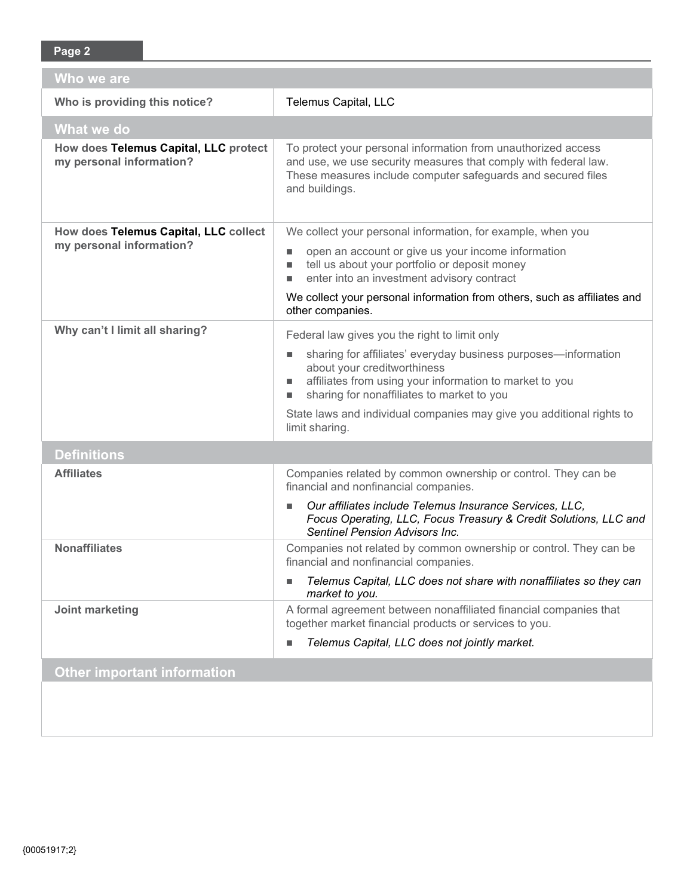| Who we are | |
|---|---|
| **Who is providing this notice?** | Telemus Capital, LLC |

| What we do | |
|---|---|
| **How does Telemus Capital, LLC protect my personal information?** | To protect your personal information from unauthorized access and use, we use security measures that comply with federal law. These measures include computer safeguards and secured files and buildings. |
| **How does Telemus Capital, LLC collect my personal information?** | We collect your personal information, for example, when you <br>■ open an account or give us your income information <br>■ tell us about your portfolio or deposit money <br>■ enter into an investment advisory contract <br><br>We collect your personal information from others, such as affiliates and other companies. |
| **Why can't I limit all sharing?** | Federal law gives you the right to limit only <br>■ sharing for affiliates' everyday business purposes—information about your creditworthiness <br>■ affiliates from using your information to market to you <br>■ sharing for nonaffiliates to market to you <br><br>State laws and individual companies may give you additional rights to limit sharing. |

| Definitions | |
|---|---|
| **Affiliates** | Companies related by common ownership or control. They can be financial and nonfinancial companies. <br>■ *Our affiliates include Telemus Insurance Services, LLC, Focus Operating, LLC, Focus Treasury & Credit Solutions, LLC and Sentinel Pension Advisors Inc.* |
| **Nonaffiliates** | Companies not related by common ownership or control. They can be financial and nonfinancial companies. <br>■ *Telemus Capital, LLC does not share with nonaffiliates so they can market to you.* |
| **Joint marketing** | A formal agreement between nonaffiliated financial companies that together market financial products or services to you. <br>■ *Telemus Capital, LLC does not jointly market.* |

| Other important information |
|---|
| |

{00051917;2}